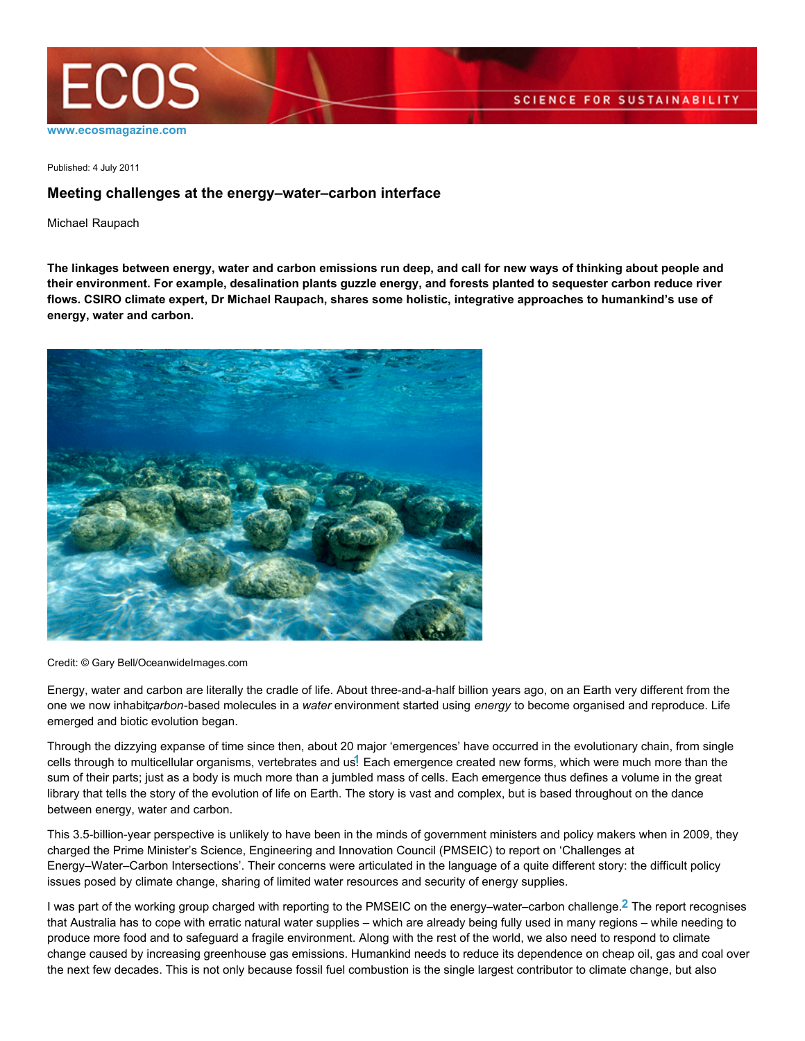www.ecosmagazine.com

Published: 4 July 2011

# Meeting challenges at the energy–water–carbon interface

Michael Raupach

**The linkages between energy, water and carbon emissions run deep, and call for new ways of thinking about people and their environment. For example, desalination plants guzzle energy, and forests planted to sequester carbon reduce river flows. CSIRO climate expert, Dr Michael Raupach, shares some holistic, integrative approaches to humankind's use of energy, water and carbon.**

Credit: © Gary Bell/OceanwideImages.com

Energy, water and carbon are literally the cradle of life. About three-and-a-half billion years ago, on an Earth very different from the one we now inhabit, *carbon*-based molecules in a *water* environment started using *energy* to become organised and reproduce. Life emerged and biotic evolution began.

Through the dizzying expanse of time since then, about 20 major 'emergences' have occurred in the evolutionary chain, from single cells through to multicellular organisms, vertebrates and us.[1] Each emergence created new forms, which were much more than the sum of their parts; just as a body is much more than a jumbled mass of cells. Each emergence thus defines a volume in the great library that tells the story of the evolution of life on Earth. The story is vast and complex, but is based throughout on the dance between energy, water and carbon.

This 3.5-billion-year perspective is unlikely to have been in the minds of government ministers and policy makers when in 2009, they charged the Prime Minister's Science, Engineering and Innovation Council (PMSEIC) to report on 'Challenges at Energy–Water–Carbon Intersections'. Their concerns were articulated in the language of a quite different story: the difficult policy issues posed by climate change, sharing of limited water resources and security of energy supplies.

I was part of the working group charged with reporting to the PMSEIC on the energy–water–carbon challenge.[2] The report recognises that Australia has to cope with erratic natural water supplies – which are already being fully used in many regions – while needing to produce more food and to safeguard a fragile environment. Along with the rest of the world, we also need to respond to climate change caused by increasing greenhouse gas emissions. Humankind needs to reduce its dependence on cheap oil, gas and coal over the next few decades. This is not only because fossil fuel combustion is the single largest contributor to climate change, but also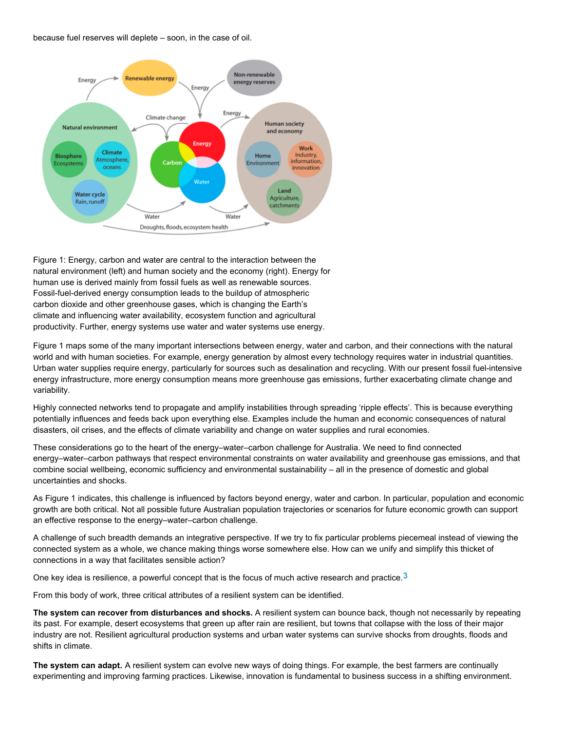because fuel reserves will deplete – soon, in the case of oil.

Figure 1: Energy, carbon and water are central to the interaction between the natural environment (left) and human society and the economy (right). Energy for human use is derived mainly from fossil fuels as well as renewable sources. Fossil-fuel-derived energy consumption leads to the buildup of atmospheric carbon dioxide and other greenhouse gases, which is changing the Earth's climate and influencing water availability, ecosystem function and agricultural productivity. Further, energy systems use water and water systems use energy.

Figure 1 maps some of the many important intersections between energy, water and carbon, and their connections with the natural world and with human societies. For example, energy generation by almost every technology requires water in industrial quantities. Urban water supplies require energy, particularly for sources such as desalination and recycling. With our present fossil fuel-intensive energy infrastructure, more energy consumption means more greenhouse gas emissions, further exacerbating climate change and variability.

Highly connected networks tend to propagate and amplify instabilities through spreading 'ripple effects'. This is because everything potentially influences and feeds back upon everything else. Examples include the human and economic consequences of natural disasters, oil crises, and the effects of climate variability and change on water supplies and rural economies.

These considerations go to the heart of the energy–water–carbon challenge for Australia. We need to find connected energy–water–carbon pathways that respect environmental constraints on water availability and greenhouse gas emissions, and that combine social wellbeing, economic sufficiency and environmental sustainability – all in the presence of domestic and global uncertainties and shocks.

As Figure 1 indicates, this challenge is influenced by factors beyond energy, water and carbon. In particular, population and economic growth are both critical. Not all possible future Australian population trajectories or scenarios for future economic growth can support an effective response to the energy–water–carbon challenge.

A challenge of such breadth demands an integrative perspective. If we try to fix particular problems piecemeal instead of viewing the connected system as a whole, we chance making things worse somewhere else. How can we unify and simplify this thicket of connections in a way that facilitates sensible action?

One key idea is resilience, a powerful concept that is the focus of much active research and practice.[3]

From this body of work, three critical attributes of a resilient system can be identified.

**The system can recover from disturbances and shocks.** A resilient system can bounce back, though not necessarily by repeating its past. For example, desert ecosystems that green up after rain are resilient, but towns that collapse with the loss of their major industry are not. Resilient agricultural production systems and urban water systems can survive shocks from droughts, floods and shifts in climate.

**The system can adapt.** A resilient system can evolve new ways of doing things. For example, the best farmers are continually experimenting and improving farming practices. Likewise, innovation is fundamental to business success in a shifting environment.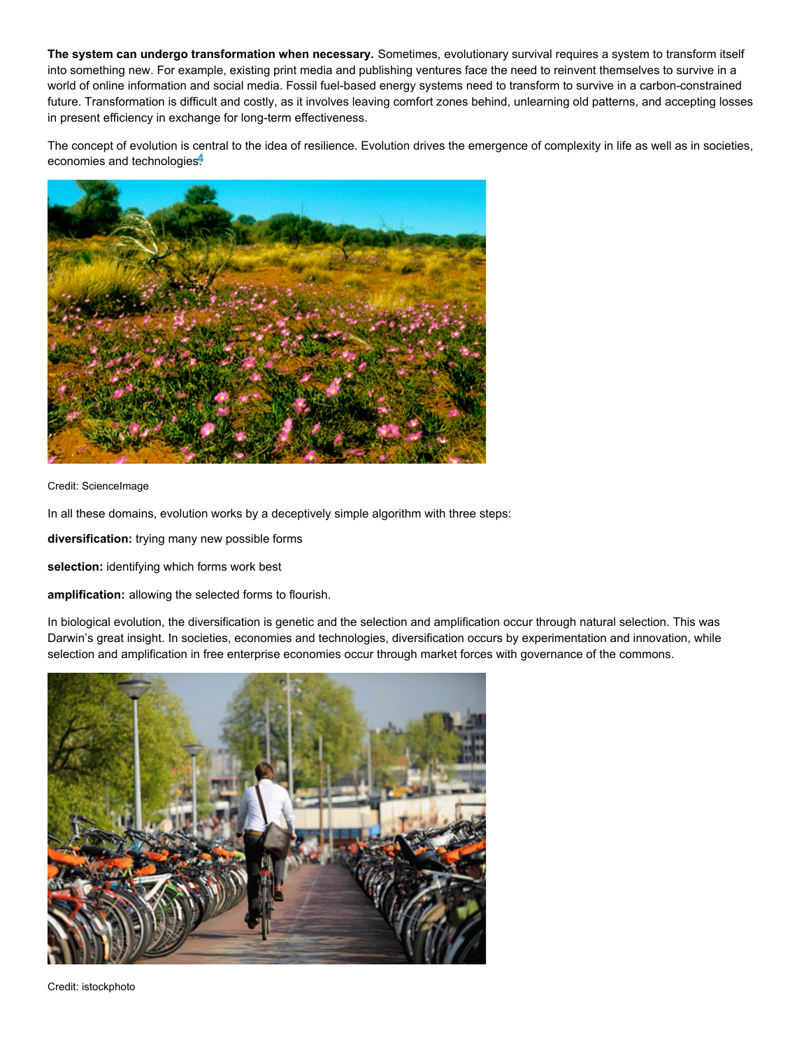**The system can undergo transformation when necessary.** Sometimes, evolutionary survival requires a system to transform itself into something new. For example, existing print media and publishing ventures face the need to reinvent themselves to survive in a world of online information and social media. Fossil fuel-based energy systems need to transform to survive in a carbon-constrained future. Transformation is difficult and costly, as it involves leaving comfort zones behind, unlearning old patterns, and accepting losses in present efficiency in exchange for long-term effectiveness.

The concept of evolution is central to the idea of resilience. Evolution drives the emergence of complexity in life as well as in societies, economies and technologies.[4]

Credit: ScienceImage

In all these domains, evolution works by a deceptively simple algorithm with three steps:

**diversification:** trying many new possible forms

**selection:** identifying which forms work best

**amplification:** allowing the selected forms to flourish.

In biological evolution, the diversification is genetic and the selection and amplification occur through natural selection. This was Darwin's great insight. In societies, economies and technologies, diversification occurs by experimentation and innovation, while selection and amplification in free enterprise economies occur through market forces with governance of the commons.

Credit: istockphoto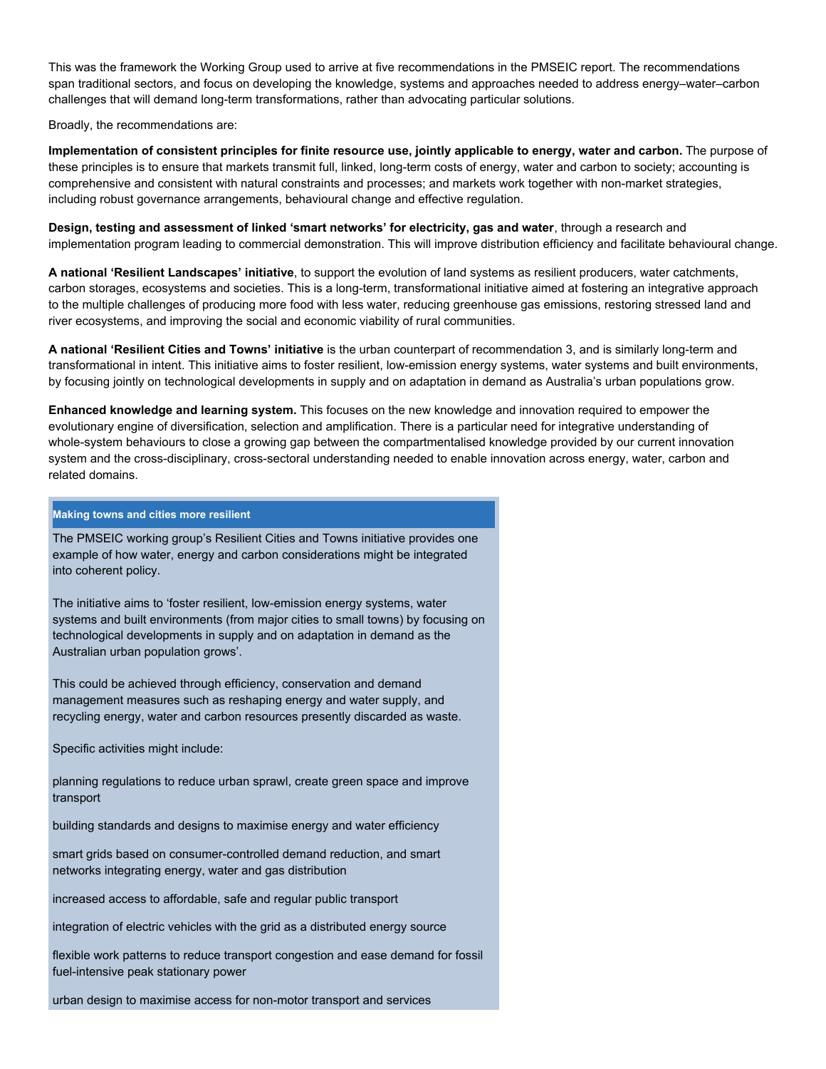This was the framework the Working Group used to arrive at five recommendations in the PMSEIC report. The recommendations span traditional sectors, and focus on developing the knowledge, systems and approaches needed to address energy–water–carbon challenges that will demand long-term transformations, rather than advocating particular solutions.

Broadly, the recommendations are:

**Implementation of consistent principles for finite resource use, jointly applicable to energy, water and carbon.** The purpose of these principles is to ensure that markets transmit full, linked, long-term costs of energy, water and carbon to society; accounting is comprehensive and consistent with natural constraints and processes; and markets work together with non-market strategies, including robust governance arrangements, behavioural change and effective regulation.

**Design, testing and assessment of linked 'smart networks' for electricity, gas and water**, through a research and implementation program leading to commercial demonstration. This will improve distribution efficiency and facilitate behavioural change.

**A national 'Resilient Landscapes' initiative**, to support the evolution of land systems as resilient producers, water catchments, carbon storages, ecosystems and societies. This is a long-term, transformational initiative aimed at fostering an integrative approach to the multiple challenges of producing more food with less water, reducing greenhouse gas emissions, restoring stressed land and river ecosystems, and improving the social and economic viability of rural communities.

**A national 'Resilient Cities and Towns' initiative** is the urban counterpart of recommendation 3, and is similarly long-term and transformational in intent. This initiative aims to foster resilient, low-emission energy systems, water systems and built environments, by focusing jointly on technological developments in supply and on adaptation in demand as Australia's urban populations grow.

**Enhanced knowledge and learning system.** This focuses on the new knowledge and innovation required to empower the evolutionary engine of diversification, selection and amplification. There is a particular need for integrative understanding of whole-system behaviours to close a growing gap between the compartmentalised knowledge provided by our current innovation system and the cross-disciplinary, cross-sectoral understanding needed to enable innovation across energy, water, carbon and related domains.

**Making towns and cities more resilient**

The PMSEIC working group's Resilient Cities and Towns initiative provides one example of how water, energy and carbon considerations might be integrated into coherent policy.

The initiative aims to 'foster resilient, low-emission energy systems, water systems and built environments (from major cities to small towns) by focusing on technological developments in supply and on adaptation in demand as the Australian urban population grows'.

This could be achieved through efficiency, conservation and demand management measures such as reshaping energy and water supply, and recycling energy, water and carbon resources presently discarded as waste.

Specific activities might include:

- planning regulations to reduce urban sprawl, create green space and improve transport
- building standards and designs to maximise energy and water efficiency
- smart grids based on consumer-controlled demand reduction, and smart networks integrating energy, water and gas distribution
- increased access to affordable, safe and regular public transport
- integration of electric vehicles with the grid as a distributed energy source
- flexible work patterns to reduce transport congestion and ease demand for fossil fuel-intensive peak stationary power
- urban design to maximise access for non-motor transport and services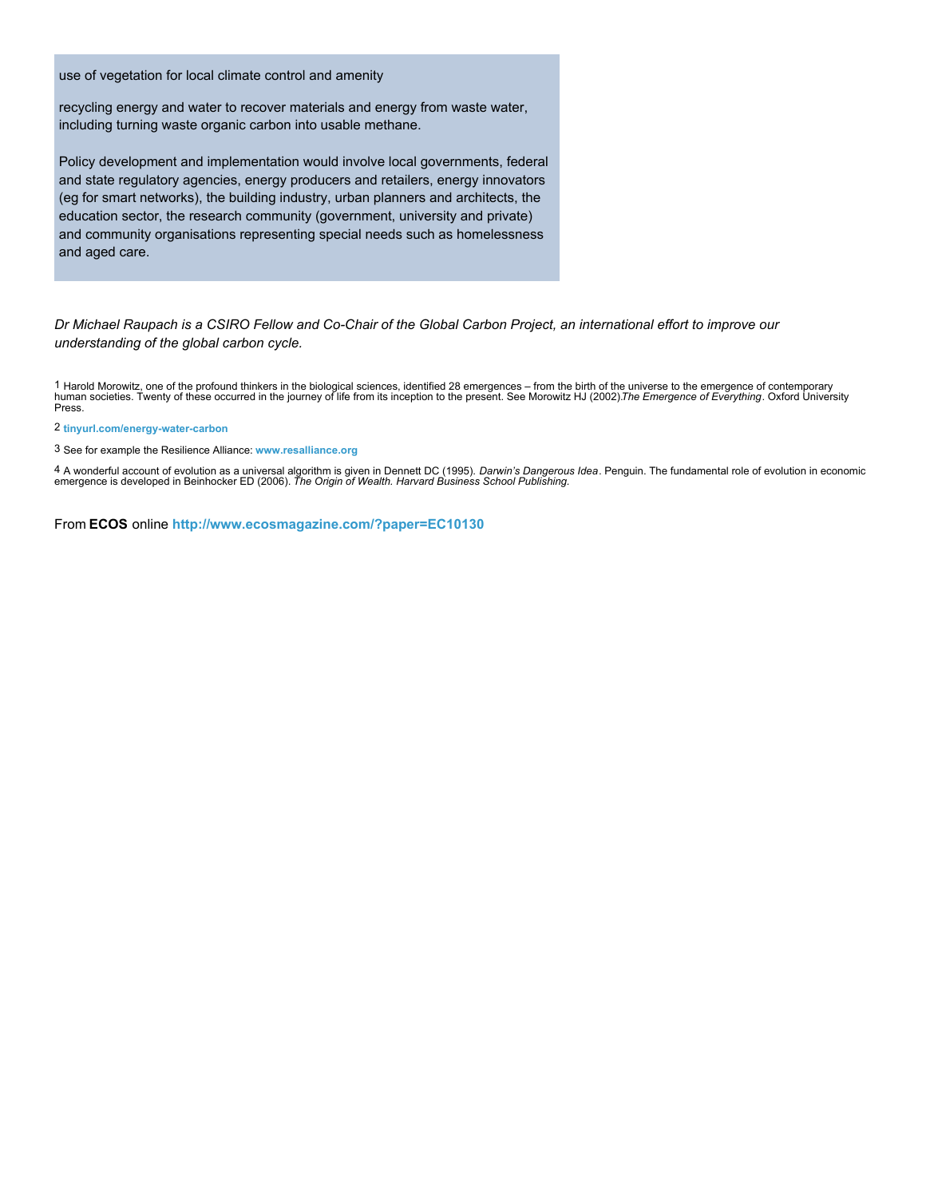use of vegetation for local climate control and amenity

recycling energy and water to recover materials and energy from waste water, including turning waste organic carbon into usable methane.

Policy development and implementation would involve local governments, federal and state regulatory agencies, energy producers and retailers, energy innovators (eg for smart networks), the building industry, urban planners and architects, the education sector, the research community (government, university and private) and community organisations representing special needs such as homelessness and aged care.

*Dr Michael Raupach is a CSIRO Fellow and Co-Chair of the Global Carbon Project, an international effort to improve our understanding of the global carbon cycle.*

1 Harold Morowitz, one of the profound thinkers in the biological sciences, identified 28 emergences – from the birth of the universe to the emergence of contemporary human societies. Twenty of these occurred in the journey of life from its inception to the present. See Morowitz HJ (2002).*The Emergence of Everything*. Oxford University Press.

2 **tinyurl.com/energy-water-carbon**

3 See for example the Resilience Alliance: **www.resalliance.org**

4 A wonderful account of evolution as a universal algorithm is given in Dennett DC (1995). *Darwin's Dangerous Idea*. Penguin. The fundamental role of evolution in economic emergence is developed in Beinhocker ED (2006). *The Origin of Wealth. Harvard Business School Publishing.*

From **ECOS** online **http://www.ecosmagazine.com/?paper=EC10130**